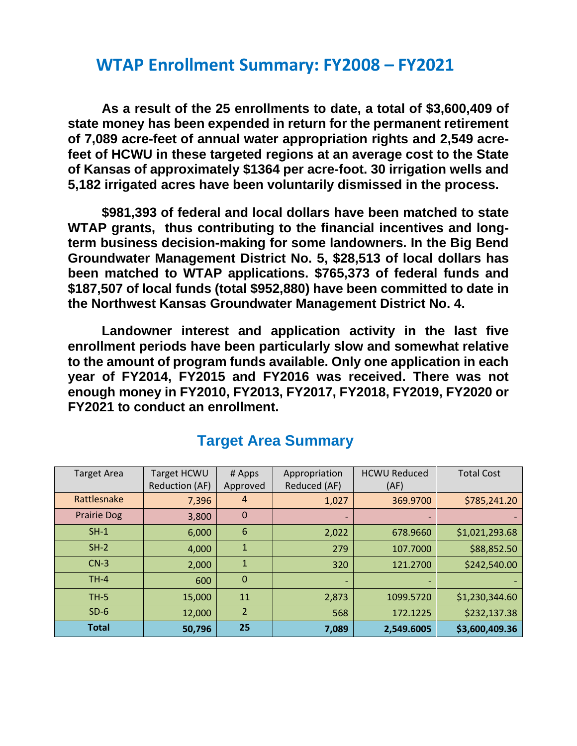# WTAP Enrollment Summary: FY2008 – FY2021

**As a result of the 25 enrollments to date, a total of $3,600,409 of state money has been expended in return for the permanent retirement of 7,089 acre-feet of annual water appropriation rights and 2,549 acre-feet of HCWU in these targeted regions at an average cost to the State of Kansas of approximately $1364 per acre-foot. 30 irrigation wells and 5,182 irrigated acres have been voluntarily dismissed in the process.**

**$981,393 of federal and local dollars have been matched to state WTAP grants, thus contributing to the financial incentives and long-term business decision-making for some landowners. In the Big Bend Groundwater Management District No. 5, $28,513 of local dollars has been matched to WTAP applications. $765,373 of federal funds and $187,507 of local funds (total $952,880) have been committed to date in the Northwest Kansas Groundwater Management District No. 4.**

**Landowner interest and application activity in the last five enrollment periods have been particularly slow and somewhat relative to the amount of program funds available. Only one application in each year of FY2014, FY2015 and FY2016 was received. There was not enough money in FY2010, FY2013, FY2017, FY2018, FY2019, FY2020 or FY2021 to conduct an enrollment.**

## Target Area Summary

| Target Area | Target HCWU Reduction (AF) | # Apps Approved | Appropriation Reduced (AF) | HCWU Reduced (AF) | Total Cost |
|---|---|---|---|---|---|
| Rattlesnake | 7,396 | 4 | 1,027 | 369.9700 | $785,241.20 |
| Prairie Dog | 3,800 | 0 | - | - | - |
| SH-1 | 6,000 | 6 | 2,022 | 678.9660 | $1,021,293.68 |
| SH-2 | 4,000 | 1 | 279 | 107.7000 | $88,852.50 |
| CN-3 | 2,000 | 1 | 320 | 121.2700 | $242,540.00 |
| TH-4 | 600 | 0 | - | - | - |
| TH-5 | 15,000 | 11 | 2,873 | 1099.5720 | $1,230,344.60 |
| SD-6 | 12,000 | 2 | 568 | 172.1225 | $232,137.38 |
| **Total** | **50,796** | **25** | **7,089** | **2,549.6005** | **$3,600,409.36** |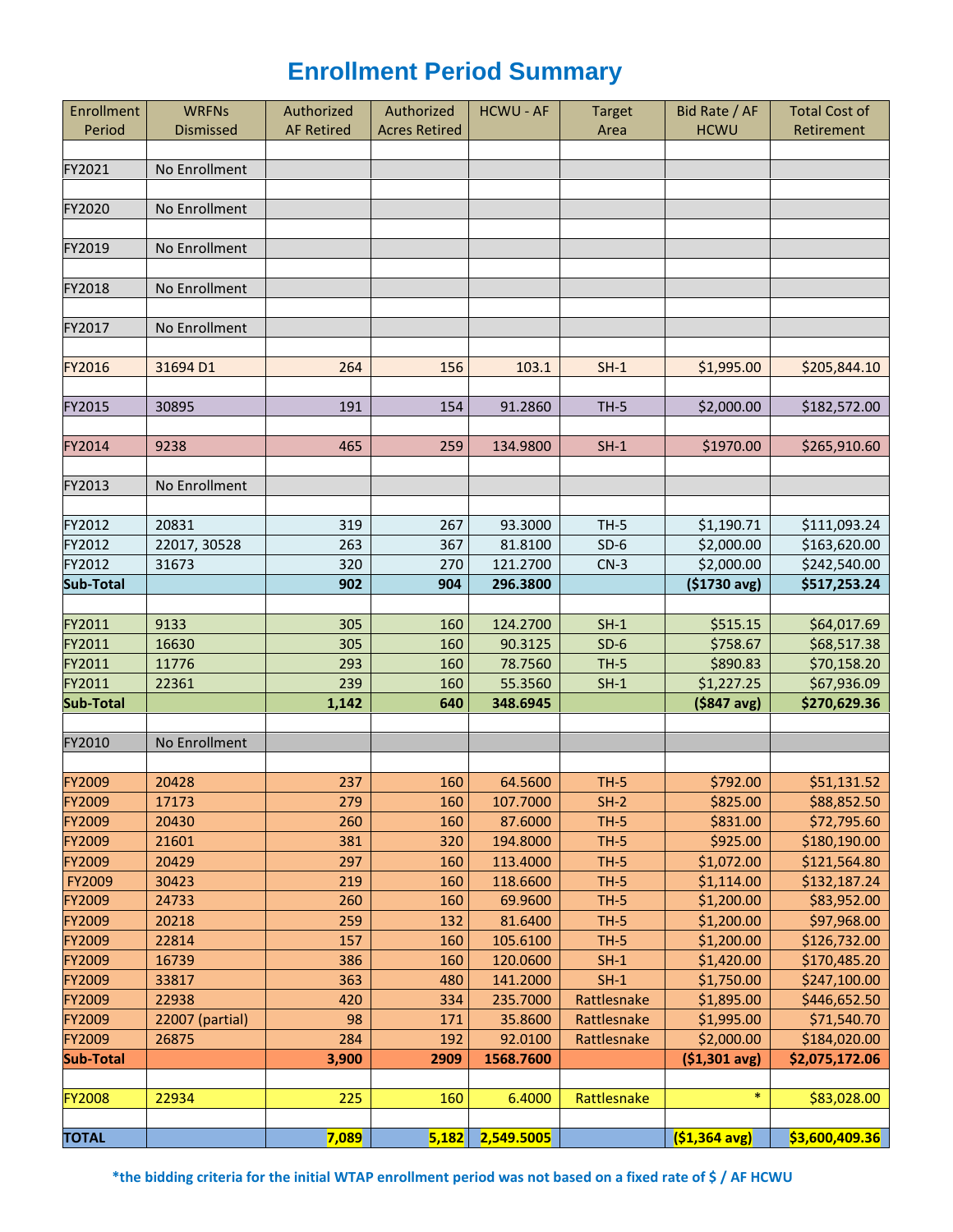# Enrollment Period Summary

| Enrollment Period | WRFNs Dismissed | Authorized AF Retired | Authorized Acres Retired | HCWU - AF | Target Area | Bid Rate / AF HCWU | Total Cost of Retirement |
|---|---|---|---|---|---|---|---|
| | | | | | | | |
| FY2021 | No Enrollment | | | | | | |
| | | | | | | | |
| FY2020 | No Enrollment | | | | | | |
| | | | | | | | |
| FY2019 | No Enrollment | | | | | | |
| | | | | | | | |
| FY2018 | No Enrollment | | | | | | |
| | | | | | | | |
| FY2017 | No Enrollment | | | | | | |
| | | | | | | | |
| FY2016 | 31694 D1 | 264 | 156 | 103.1 | SH-1 | $1,995.00 | $205,844.10 |
| | | | | | | | |
| FY2015 | 30895 | 191 | 154 | 91.2860 | TH-5 | $2,000.00 | $182,572.00 |
| | | | | | | | |
| FY2014 | 9238 | 465 | 259 | 134.9800 | SH-1 | $1970.00 | $265,910.60 |
| | | | | | | | |
| FY2013 | No Enrollment | | | | | | |
| | | | | | | | |
| FY2012 | 20831 | 319 | 267 | 93.3000 | TH-5 | $1,190.71 | $111,093.24 |
| FY2012 | 22017, 30528 | 263 | 367 | 81.8100 | SD-6 | $2,000.00 | $163,620.00 |
| FY2012 | 31673 | 320 | 270 | 121.2700 | CN-3 | $2,000.00 | $242,540.00 |
| **Sub-Total** | | **902** | **904** | **296.3800** | | **($1730 avg)** | **$517,253.24** |
| | | | | | | | |
| FY2011 | 9133 | 305 | 160 | 124.2700 | SH-1 | $515.15 | $64,017.69 |
| FY2011 | 16630 | 305 | 160 | 90.3125 | SD-6 | $758.67 | $68,517.38 |
| FY2011 | 11776 | 293 | 160 | 78.7560 | TH-5 | $890.83 | $70,158.20 |
| FY2011 | 22361 | 239 | 160 | 55.3560 | SH-1 | $1,227.25 | $67,936.09 |
| **Sub-Total** | | **1,142** | **640** | **348.6945** | | **($847 avg)** | **$270,629.36** |
| | | | | | | | |
| FY2010 | No Enrollment | | | | | | |
| | | | | | | | |
| FY2009 | 20428 | 237 | 160 | 64.5600 | TH-5 | $792.00 | $51,131.52 |
| FY2009 | 17173 | 279 | 160 | 107.7000 | SH-2 | $825.00 | $88,852.50 |
| FY2009 | 20430 | 260 | 160 | 87.6000 | TH-5 | $831.00 | $72,795.60 |
| FY2009 | 21601 | 381 | 320 | 194.8000 | TH-5 | $925.00 | $180,190.00 |
| FY2009 | 20429 | 297 | 160 | 113.4000 | TH-5 | $1,072.00 | $121,564.80 |
| FY2009 | 30423 | 219 | 160 | 118.6600 | TH-5 | $1,114.00 | $132,187.24 |
| FY2009 | 24733 | 260 | 160 | 69.9600 | TH-5 | $1,200.00 | $83,952.00 |
| FY2009 | 20218 | 259 | 132 | 81.6400 | TH-5 | $1,200.00 | $97,968.00 |
| FY2009 | 22814 | 157 | 160 | 105.6100 | TH-5 | $1,200.00 | $126,732.00 |
| FY2009 | 16739 | 386 | 160 | 120.0600 | SH-1 | $1,420.00 | $170,485.20 |
| FY2009 | 33817 | 363 | 480 | 141.2000 | SH-1 | $1,750.00 | $247,100.00 |
| FY2009 | 22938 | 420 | 334 | 235.7000 | Rattlesnake | $1,895.00 | $446,652.50 |
| FY2009 | 22007 (partial) | 98 | 171 | 35.8600 | Rattlesnake | $1,995.00 | $71,540.70 |
| FY2009 | 26875 | 284 | 192 | 92.0100 | Rattlesnake | $2,000.00 | $184,020.00 |
| **Sub-Total** | | **3,900** | **2909** | **1568.7600** | | **($1,301 avg)** | **$2,075,172.06** |
| | | | | | | | |
| FY2008 | 22934 | 225 | 160 | 6.4000 | Rattlesnake | * | $83,028.00 |
| | | | | | | | |
| **TOTAL** | | **7,089** | **5,182** | **2,549.5005** | | **($1,364 avg)** | **$3,600,409.36** |

***the bidding criteria for the initial WTAP enrollment period was not based on a fixed rate of $ / AF HCWU**